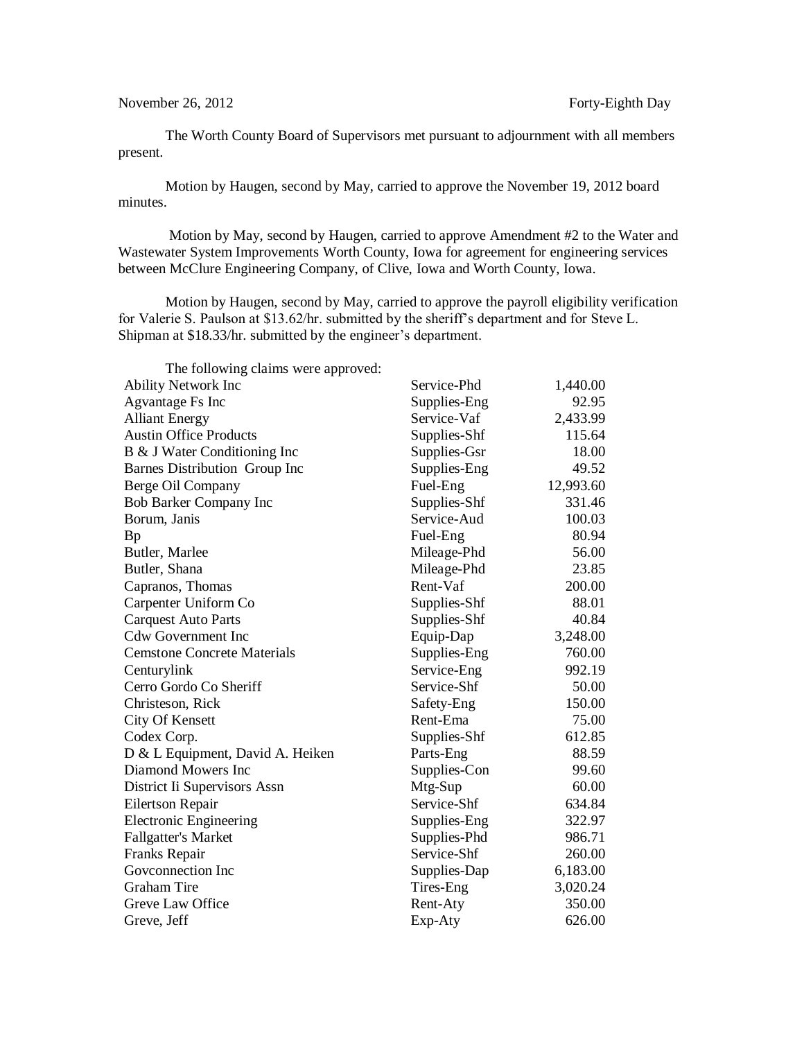November 26, 2012 Forty-Eighth Day

The Worth County Board of Supervisors met pursuant to adjournment with all members present.

Motion by Haugen, second by May, carried to approve the November 19, 2012 board minutes.

Motion by May, second by Haugen, carried to approve Amendment #2 to the Water and Wastewater System Improvements Worth County, Iowa for agreement for engineering services between McClure Engineering Company, of Clive, Iowa and Worth County, Iowa.

Motion by Haugen, second by May, carried to approve the payroll eligibility verification for Valerie S. Paulson at $13.62/hr. submitted by the sheriff's department and for Steve L. Shipman at $18.33/hr. submitted by the engineer's department.

The following claims were approved:

| | | |
|---|---|---|
| Ability Network Inc | Service-Phd | 1,440.00 |
| Agvantage Fs Inc | Supplies-Eng | 92.95 |
| Alliant Energy | Service-Vaf | 2,433.99 |
| Austin Office Products | Supplies-Shf | 115.64 |
| B & J Water Conditioning Inc | Supplies-Gsr | 18.00 |
| Barnes Distribution Group Inc | Supplies-Eng | 49.52 |
| Berge Oil Company | Fuel-Eng | 12,993.60 |
| Bob Barker Company Inc | Supplies-Shf | 331.46 |
| Borum, Janis | Service-Aud | 100.03 |
| Bp | Fuel-Eng | 80.94 |
| Butler, Marlee | Mileage-Phd | 56.00 |
| Butler, Shana | Mileage-Phd | 23.85 |
| Capranos, Thomas | Rent-Vaf | 200.00 |
| Carpenter Uniform Co | Supplies-Shf | 88.01 |
| Carquest Auto Parts | Supplies-Shf | 40.84 |
| Cdw Government Inc | Equip-Dap | 3,248.00 |
| Cemstone Concrete Materials | Supplies-Eng | 760.00 |
| Centurylink | Service-Eng | 992.19 |
| Cerro Gordo Co Sheriff | Service-Shf | 50.00 |
| Christeson, Rick | Safety-Eng | 150.00 |
| City Of Kensett | Rent-Ema | 75.00 |
| Codex Corp. | Supplies-Shf | 612.85 |
| D & L Equipment, David A. Heiken | Parts-Eng | 88.59 |
| Diamond Mowers Inc | Supplies-Con | 99.60 |
| District Ii Supervisors Assn | Mtg-Sup | 60.00 |
| Eilertson Repair | Service-Shf | 634.84 |
| Electronic Engineering | Supplies-Eng | 322.97 |
| Fallgatter's Market | Supplies-Phd | 986.71 |
| Franks Repair | Service-Shf | 260.00 |
| Govconnection Inc | Supplies-Dap | 6,183.00 |
| Graham Tire | Tires-Eng | 3,020.24 |
| Greve Law Office | Rent-Aty | 350.00 |
| Greve, Jeff | Exp-Aty | 626.00 |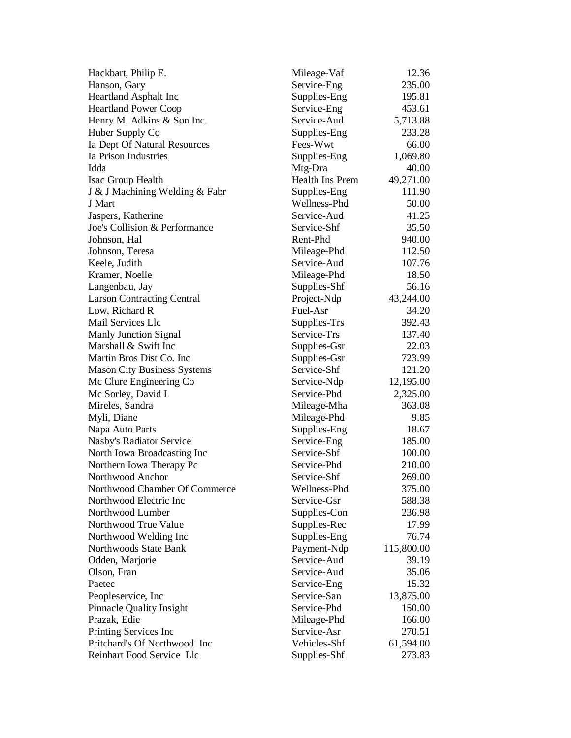| | | |
|---|---|---|
| Hackbart, Philip E. | Mileage-Vaf | 12.36 |
| Hanson, Gary | Service-Eng | 235.00 |
| Heartland Asphalt Inc | Supplies-Eng | 195.81 |
| Heartland Power Coop | Service-Eng | 453.61 |
| Henry M. Adkins & Son Inc. | Service-Aud | 5,713.88 |
| Huber Supply Co | Supplies-Eng | 233.28 |
| Ia Dept Of Natural Resources | Fees-Wwt | 66.00 |
| Ia Prison Industries | Supplies-Eng | 1,069.80 |
| Idda | Mtg-Dra | 40.00 |
| Isac Group Health | Health Ins Prem | 49,271.00 |
| J & J Machining Welding & Fabr | Supplies-Eng | 111.90 |
| J Mart | Wellness-Phd | 50.00 |
| Jaspers, Katherine | Service-Aud | 41.25 |
| Joe's Collision & Performance | Service-Shf | 35.50 |
| Johnson, Hal | Rent-Phd | 940.00 |
| Johnson, Teresa | Mileage-Phd | 112.50 |
| Keele, Judith | Service-Aud | 107.76 |
| Kramer, Noelle | Mileage-Phd | 18.50 |
| Langenbau, Jay | Supplies-Shf | 56.16 |
| Larson Contracting Central | Project-Ndp | 43,244.00 |
| Low, Richard R | Fuel-Asr | 34.20 |
| Mail Services Llc | Supplies-Trs | 392.43 |
| Manly Junction Signal | Service-Trs | 137.40 |
| Marshall & Swift Inc | Supplies-Gsr | 22.03 |
| Martin Bros Dist Co. Inc | Supplies-Gsr | 723.99 |
| Mason City Business Systems | Service-Shf | 121.20 |
| Mc Clure Engineering Co | Service-Ndp | 12,195.00 |
| Mc Sorley, David L | Service-Phd | 2,325.00 |
| Mireles, Sandra | Mileage-Mha | 363.08 |
| Myli, Diane | Mileage-Phd | 9.85 |
| Napa Auto Parts | Supplies-Eng | 18.67 |
| Nasby's Radiator Service | Service-Eng | 185.00 |
| North Iowa Broadcasting Inc | Service-Shf | 100.00 |
| Northern Iowa Therapy Pc | Service-Phd | 210.00 |
| Northwood Anchor | Service-Shf | 269.00 |
| Northwood Chamber Of Commerce | Wellness-Phd | 375.00 |
| Northwood Electric Inc | Service-Gsr | 588.38 |
| Northwood Lumber | Supplies-Con | 236.98 |
| Northwood True Value | Supplies-Rec | 17.99 |
| Northwood Welding Inc | Supplies-Eng | 76.74 |
| Northwoods State Bank | Payment-Ndp | 115,800.00 |
| Odden, Marjorie | Service-Aud | 39.19 |
| Olson, Fran | Service-Aud | 35.06 |
| Paetec | Service-Eng | 15.32 |
| Peopleservice, Inc | Service-San | 13,875.00 |
| Pinnacle Quality Insight | Service-Phd | 150.00 |
| Prazak, Edie | Mileage-Phd | 166.00 |
| Printing Services Inc | Service-Asr | 270.51 |
| Pritchard's Of Northwood Inc | Vehicles-Shf | 61,594.00 |
| Reinhart Food Service Llc | Supplies-Shf | 273.83 |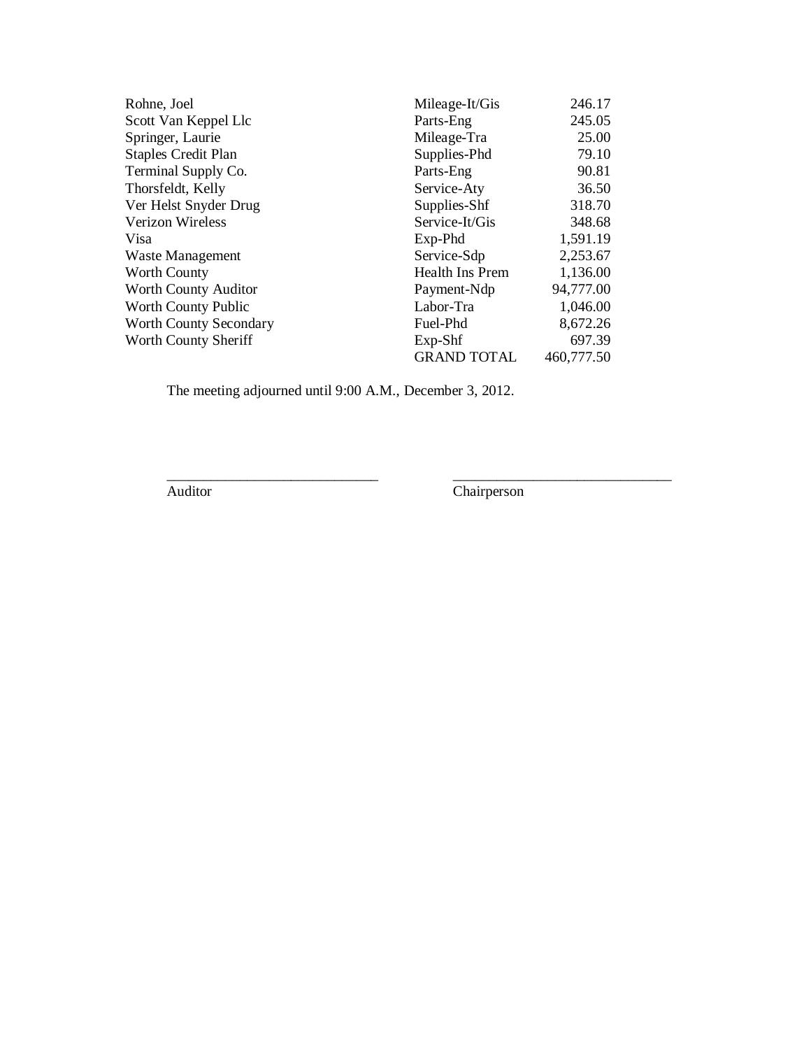| | | |
|---|---|---|
| Rohne, Joel | Mileage-It/Gis | 246.17 |
| Scott Van Keppel Llc | Parts-Eng | 245.05 |
| Springer, Laurie | Mileage-Tra | 25.00 |
| Staples Credit Plan | Supplies-Phd | 79.10 |
| Terminal Supply Co. | Parts-Eng | 90.81 |
| Thorsfeldt, Kelly | Service-Aty | 36.50 |
| Ver Helst Snyder Drug | Supplies-Shf | 318.70 |
| Verizon Wireless | Service-It/Gis | 348.68 |
| Visa | Exp-Phd | 1,591.19 |
| Waste Management | Service-Sdp | 2,253.67 |
| Worth County | Health Ins Prem | 1,136.00 |
| Worth County Auditor | Payment-Ndp | 94,777.00 |
| Worth County Public | Labor-Tra | 1,046.00 |
| Worth County Secondary | Fuel-Phd | 8,672.26 |
| Worth County Sheriff | Exp-Shf | 697.39 |
| | GRAND TOTAL | 460,777.50 |

The meeting adjourned until 9:00 A.M., December 3, 2012.

_____________________________ _____________________________

Auditor Chairperson